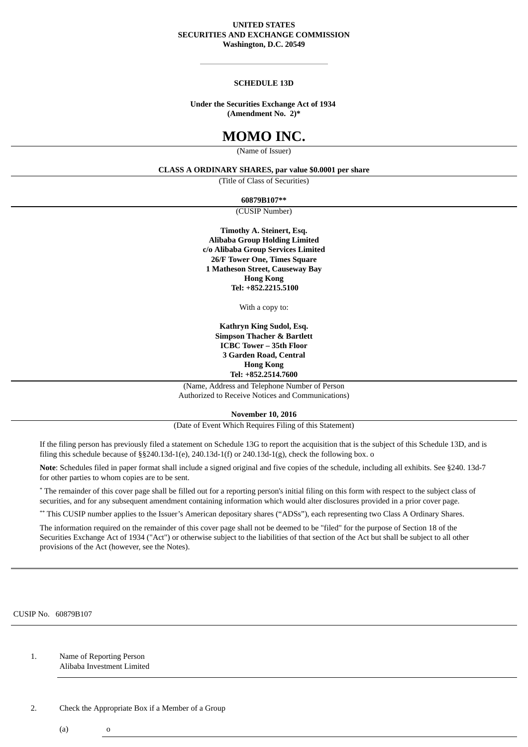**UNITED STATES**
**SECURITIES AND EXCHANGE COMMISSION**
**Washington, D.C. 20549**

---

**SCHEDULE 13D**

**Under the Securities Exchange Act of 1934**
**(Amendment No. 2)***

# MOMO INC.

(Name of Issuer)

**CLASS A ORDINARY SHARES, par value $0.0001 per share**

(Title of Class of Securities)

**60879B107****

(CUSIP Number)

**Timothy A. Steinert, Esq.**
**Alibaba Group Holding Limited**
**c/o Alibaba Group Services Limited**
**26/F Tower One, Times Square**
**1 Matheson Street, Causeway Bay**
**Hong Kong**
**Tel: +852.2215.5100**

With a copy to:

**Kathryn King Sudol, Esq.**
**Simpson Thacher & Bartlett**
**ICBC Tower – 35th Floor**
**3 Garden Road, Central**
**Hong Kong**
**Tel: +852.2514.7600**

(Name, Address and Telephone Number of Person Authorized to Receive Notices and Communications)

**November 10, 2016**

(Date of Event Which Requires Filing of this Statement)

If the filing person has previously filed a statement on Schedule 13G to report the acquisition that is the subject of this Schedule 13D, and is filing this schedule because of §§240.13d-1(e), 240.13d-1(f) or 240.13d-1(g), check the following box. o

**Note**: Schedules filed in paper format shall include a signed original and five copies of the schedule, including all exhibits. See §240. 13d-7 for other parties to whom copies are to be sent.

* The remainder of this cover page shall be filled out for a reporting person's initial filing on this form with respect to the subject class of securities, and for any subsequent amendment containing information which would alter disclosures provided in a prior cover page.

** This CUSIP number applies to the Issuer's American depositary shares ("ADSs"), each representing two Class A Ordinary Shares.

The information required on the remainder of this cover page shall not be deemed to be "filed" for the purpose of Section 18 of the Securities Exchange Act of 1934 ("Act") or otherwise subject to the liabilities of that section of the Act but shall be subject to all other provisions of the Act (however, see the Notes).

---

CUSIP No. 60879B107

1. Name of Reporting Person
   Alibaba Investment Limited

2. Check the Appropriate Box if a Member of a Group

   (a) o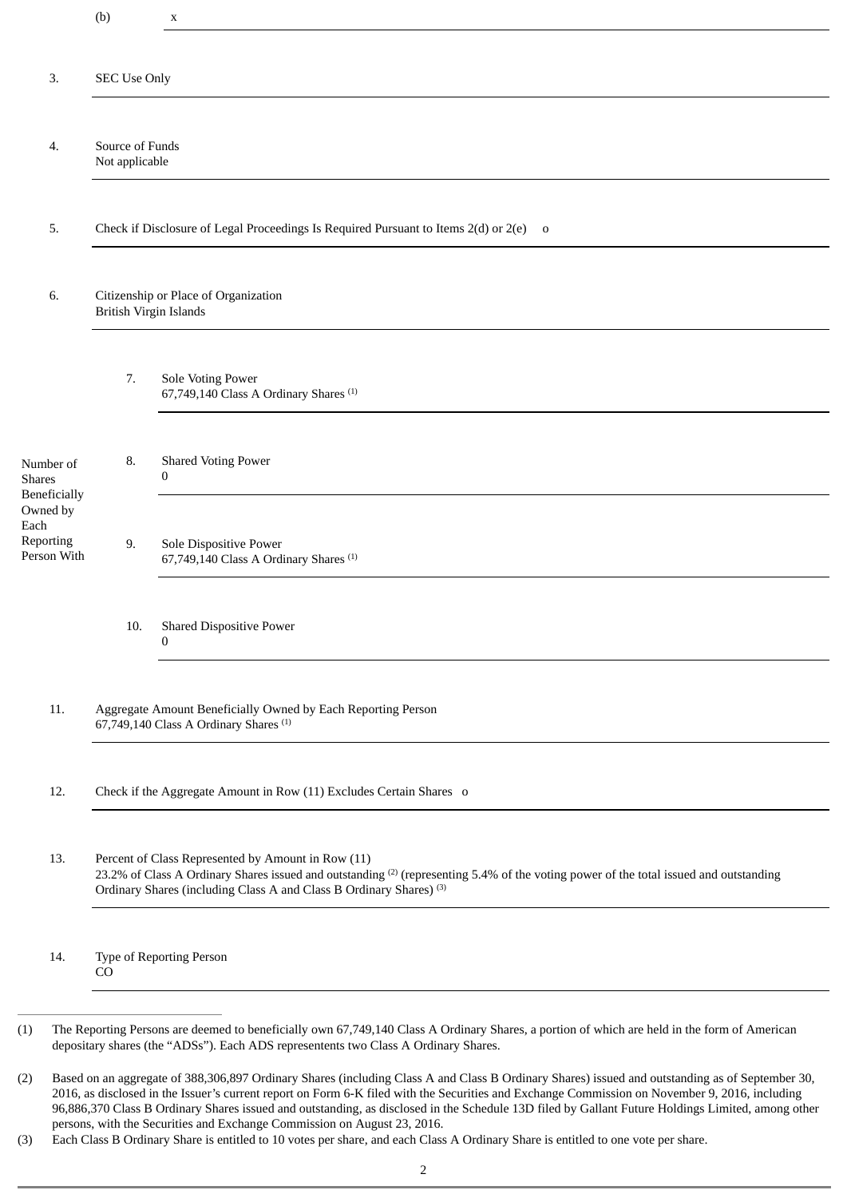| | | |
|---|---|---|
| | (b) | x |
| 3. | SEC Use Only | |
| 4. | Source of Funds<br>Not applicable | |
| 5. | Check if Disclosure of Legal Proceedings Is Required Pursuant to Items 2(d) or 2(e) o | |
| 6. | Citizenship or Place of Organization<br>British Virgin Islands | |

| Number of Shares Beneficially Owned by Each Reporting Person With | | |
|---|---|---|
| | 7. | Sole Voting Power<br>67,749,140 Class A Ordinary Shares [(1)] |
| | 8. | Shared Voting Power<br>0 |
| | 9. | Sole Dispositive Power<br>67,749,140 Class A Ordinary Shares [(1)] |
| | 10. | Shared Dispositive Power<br>0 |

| | |
|---|---|
| 11. | Aggregate Amount Beneficially Owned by Each Reporting Person<br>67,749,140 Class A Ordinary Shares [(1)] |
| 12. | Check if the Aggregate Amount in Row (11) Excludes Certain Shares o |
| 13. | Percent of Class Represented by Amount in Row (11)<br>23.2% of Class A Ordinary Shares issued and outstanding [(2)] (representing 5.4% of the voting power of the total issued and outstanding Ordinary Shares (including Class A and Class B Ordinary Shares) [(3)] |
| 14. | Type of Reporting Person<br>CO |

---

(1) The Reporting Persons are deemed to beneficially own 67,749,140 Class A Ordinary Shares, a portion of which are held in the form of American depositary shares (the "ADSs"). Each ADS representents two Class A Ordinary Shares.

(2) Based on an aggregate of 388,306,897 Ordinary Shares (including Class A and Class B Ordinary Shares) issued and outstanding as of September 30, 2016, as disclosed in the Issuer's current report on Form 6-K filed with the Securities and Exchange Commission on November 9, 2016, including 96,886,370 Class B Ordinary Shares issued and outstanding, as disclosed in the Schedule 13D filed by Gallant Future Holdings Limited, among other persons, with the Securities and Exchange Commission on August 23, 2016.

(3) Each Class B Ordinary Share is entitled to 10 votes per share, and each Class A Ordinary Share is entitled to one vote per share.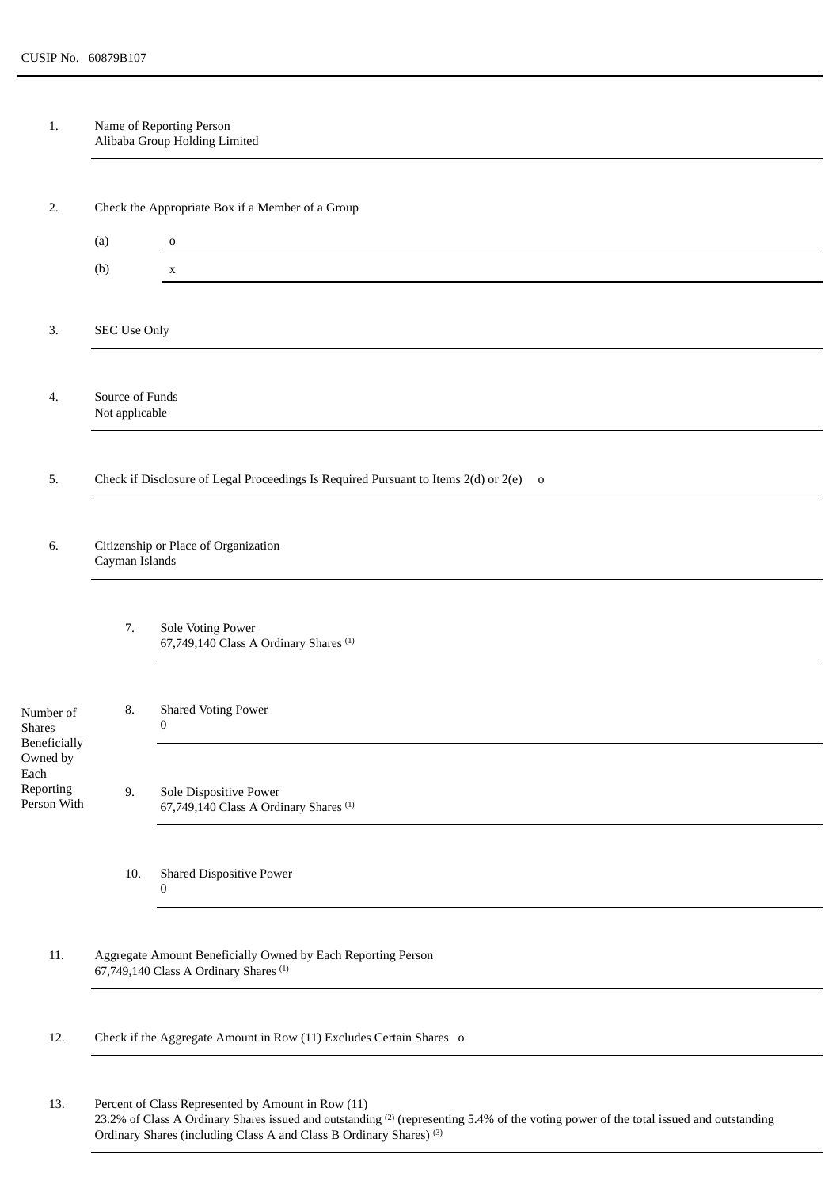CUSIP No. 60879B107

| | | | |
|---|---|---|---|
| 1. | Name of Reporting Person<br>Alibaba Group Holding Limited | | |
| 2. | Check the Appropriate Box if a Member of a Group | | |
| | (a) | o | |
| | (b) | x | |
| 3. | SEC Use Only | | |
| 4. | Source of Funds<br>Not applicable | | |
| 5. | Check if Disclosure of Legal Proceedings Is Required Pursuant to Items 2(d) or 2(e) o | | |
| 6. | Citizenship or Place of Organization<br>Cayman Islands | | |
| Number of Shares Beneficially Owned by Each Reporting Person With | 7. | Sole Voting Power<br>67,749,140 Class A Ordinary Shares [(1)] | |
| | 8. | Shared Voting Power<br>0 | |
| | 9. | Sole Dispositive Power<br>67,749,140 Class A Ordinary Shares [(1)] | |
| | 10. | Shared Dispositive Power<br>0 | |
| 11. | Aggregate Amount Beneficially Owned by Each Reporting Person<br>67,749,140 Class A Ordinary Shares [(1)] | | |
| 12. | Check if the Aggregate Amount in Row (11) Excludes Certain Shares o | | |
| 13. | Percent of Class Represented by Amount in Row (11)<br>23.2% of Class A Ordinary Shares issued and outstanding [(2)] (representing 5.4% of the voting power of the total issued and outstanding Ordinary Shares (including Class A and Class B Ordinary Shares) [(3)] | | |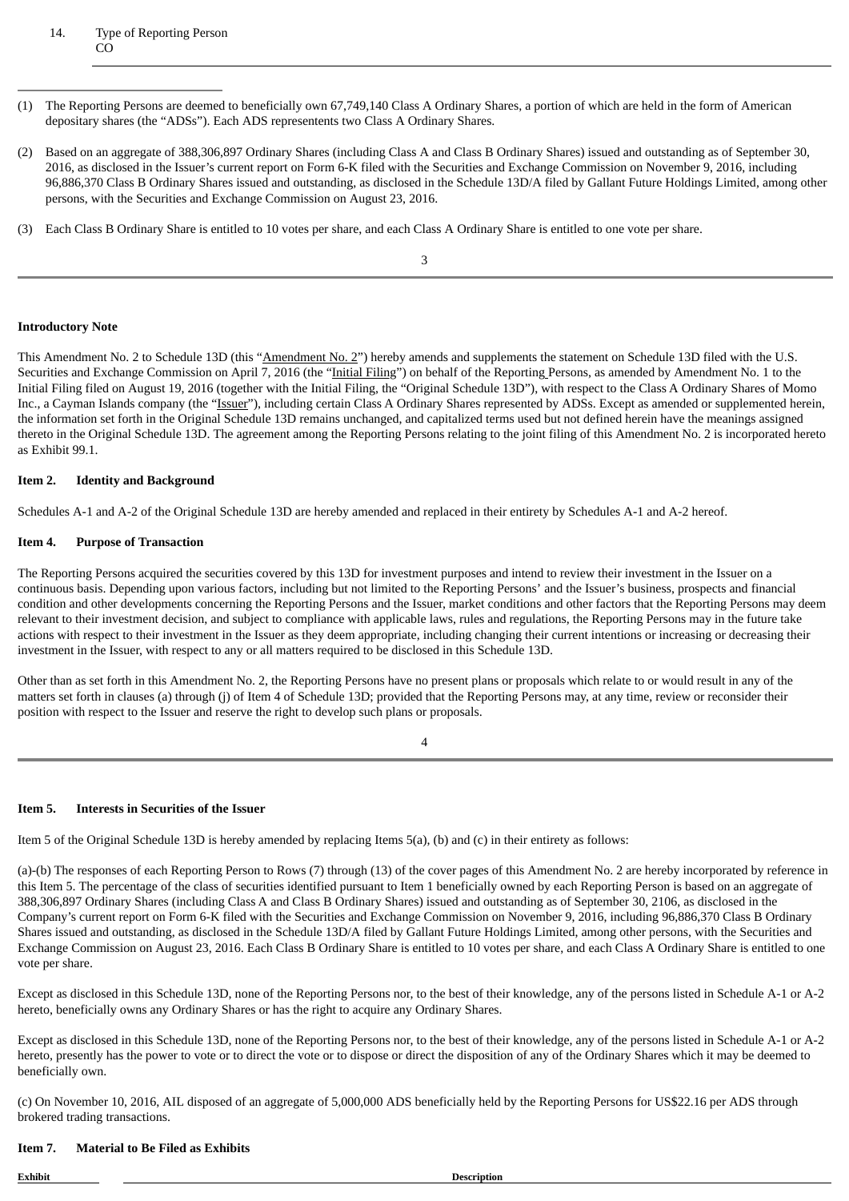| 14. | Type of Reporting Person |
| --- | --- |
| | CO |

(1) The Reporting Persons are deemed to beneficially own 67,749,140 Class A Ordinary Shares, a portion of which are held in the form of American depositary shares (the "ADSs"). Each ADS representents two Class A Ordinary Shares.

(2) Based on an aggregate of 388,306,897 Ordinary Shares (including Class A and Class B Ordinary Shares) issued and outstanding as of September 30, 2016, as disclosed in the Issuer's current report on Form 6-K filed with the Securities and Exchange Commission on November 9, 2016, including 96,886,370 Class B Ordinary Shares issued and outstanding, as disclosed in the Schedule 13D/A filed by Gallant Future Holdings Limited, among other persons, with the Securities and Exchange Commission on August 23, 2016.

(3) Each Class B Ordinary Share is entitled to 10 votes per share, and each Class A Ordinary Share is entitled to one vote per share.

**Introductory Note**

This Amendment No. 2 to Schedule 13D (this "Amendment No. 2") hereby amends and supplements the statement on Schedule 13D filed with the U.S. Securities and Exchange Commission on April 7, 2016 (the "Initial Filing") on behalf of the Reporting Persons, as amended by Amendment No. 1 to the Initial Filing filed on August 19, 2016 (together with the Initial Filing, the "Original Schedule 13D"), with respect to the Class A Ordinary Shares of Momo Inc., a Cayman Islands company (the "Issuer"), including certain Class A Ordinary Shares represented by ADSs. Except as amended or supplemented herein, the information set forth in the Original Schedule 13D remains unchanged, and capitalized terms used but not defined herein have the meanings assigned thereto in the Original Schedule 13D. The agreement among the Reporting Persons relating to the joint filing of this Amendment No. 2 is incorporated hereto as Exhibit 99.1.

**Item 2. Identity and Background**

Schedules A-1 and A-2 of the Original Schedule 13D are hereby amended and replaced in their entirety by Schedules A-1 and A-2 hereof.

**Item 4. Purpose of Transaction**

The Reporting Persons acquired the securities covered by this 13D for investment purposes and intend to review their investment in the Issuer on a continuous basis. Depending upon various factors, including but not limited to the Reporting Persons' and the Issuer's business, prospects and financial condition and other developments concerning the Reporting Persons and the Issuer, market conditions and other factors that the Reporting Persons may deem relevant to their investment decision, and subject to compliance with applicable laws, rules and regulations, the Reporting Persons may in the future take actions with respect to their investment in the Issuer as they deem appropriate, including changing their current intentions or increasing or decreasing their investment in the Issuer, with respect to any or all matters required to be disclosed in this Schedule 13D.

Other than as set forth in this Amendment No. 2, the Reporting Persons have no present plans or proposals which relate to or would result in any of the matters set forth in clauses (a) through (j) of Item 4 of Schedule 13D; provided that the Reporting Persons may, at any time, review or reconsider their position with respect to the Issuer and reserve the right to develop such plans or proposals.

**Item 5. Interests in Securities of the Issuer**

Item 5 of the Original Schedule 13D is hereby amended by replacing Items 5(a), (b) and (c) in their entirety as follows:

(a)-(b) The responses of each Reporting Person to Rows (7) through (13) of the cover pages of this Amendment No. 2 are hereby incorporated by reference in this Item 5. The percentage of the class of securities identified pursuant to Item 1 beneficially owned by each Reporting Person is based on an aggregate of 388,306,897 Ordinary Shares (including Class A and Class B Ordinary Shares) issued and outstanding as of September 30, 2106, as disclosed in the Company's current report on Form 6-K filed with the Securities and Exchange Commission on November 9, 2016, including 96,886,370 Class B Ordinary Shares issued and outstanding, as disclosed in the Schedule 13D/A filed by Gallant Future Holdings Limited, among other persons, with the Securities and Exchange Commission on August 23, 2016. Each Class B Ordinary Share is entitled to 10 votes per share, and each Class A Ordinary Share is entitled to one vote per share.

Except as disclosed in this Schedule 13D, none of the Reporting Persons nor, to the best of their knowledge, any of the persons listed in Schedule A-1 or A-2 hereto, beneficially owns any Ordinary Shares or has the right to acquire any Ordinary Shares.

Except as disclosed in this Schedule 13D, none of the Reporting Persons nor, to the best of their knowledge, any of the persons listed in Schedule A-1 or A-2 hereto, presently has the power to vote or to direct the vote or to dispose or direct the disposition of any of the Ordinary Shares which it may be deemed to beneficially own.

(c) On November 10, 2016, AIL disposed of an aggregate of 5,000,000 ADS beneficially held by the Reporting Persons for US$22.16 per ADS through brokered trading transactions.

**Item 7. Material to Be Filed as Exhibits**

| Exhibit | Description |
| --- | --- |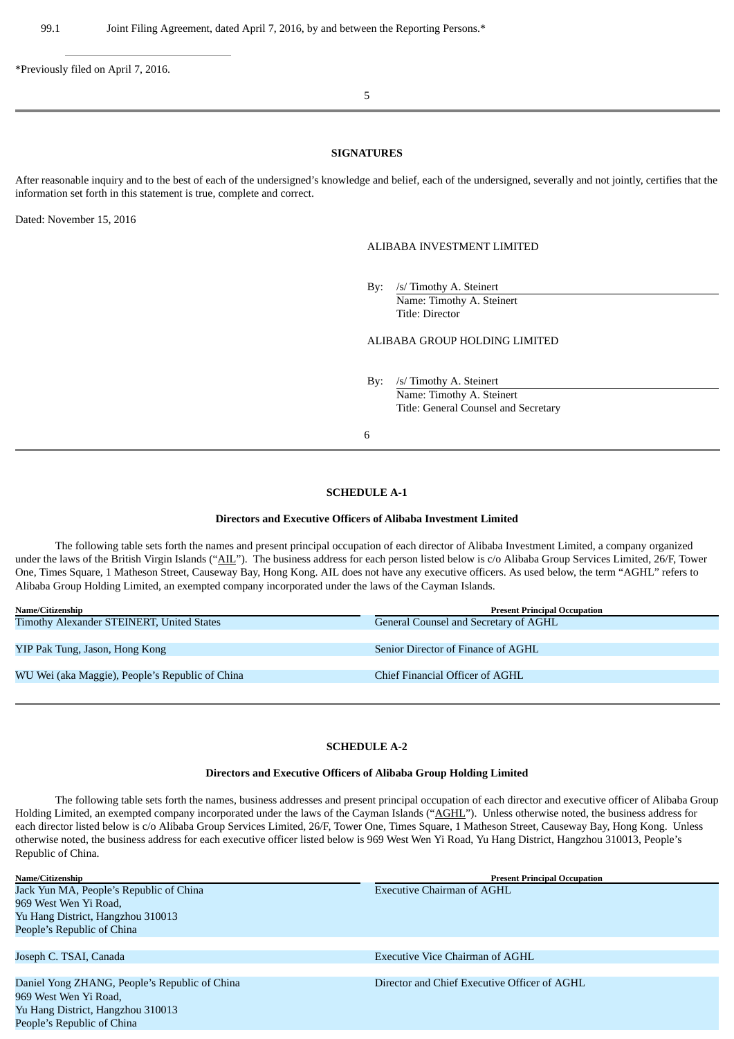99.1 Joint Filing Agreement, dated April 7, 2016, by and between the Reporting Persons.*

*Previously filed on April 7, 2016.

## SIGNATURES

After reasonable inquiry and to the best of each of the undersigned's knowledge and belief, each of the undersigned, severally and not jointly, certifies that the information set forth in this statement is true, complete and correct.

Dated: November 15, 2016

ALIBABA INVESTMENT LIMITED

By: /s/ Timothy A. Steinert
Name: Timothy A. Steinert
Title: Director

ALIBABA GROUP HOLDING LIMITED

By: /s/ Timothy A. Steinert
Name: Timothy A. Steinert
Title: General Counsel and Secretary

## SCHEDULE A-1

### Directors and Executive Officers of Alibaba Investment Limited

The following table sets forth the names and present principal occupation of each director of Alibaba Investment Limited, a company organized under the laws of the British Virgin Islands ("AIL"). The business address for each person listed below is c/o Alibaba Group Services Limited, 26/F, Tower One, Times Square, 1 Matheson Street, Causeway Bay, Hong Kong. AIL does not have any executive officers. As used below, the term "AGHL" refers to Alibaba Group Holding Limited, an exempted company incorporated under the laws of the Cayman Islands.

| Name/Citizenship | Present Principal Occupation |
|---|---|
| Timothy Alexander STEINERT, United States | General Counsel and Secretary of AGHL |
| YIP Pak Tung, Jason, Hong Kong | Senior Director of Finance of AGHL |
| WU Wei (aka Maggie), People's Republic of China | Chief Financial Officer of AGHL |

## SCHEDULE A-2

### Directors and Executive Officers of Alibaba Group Holding Limited

The following table sets forth the names, business addresses and present principal occupation of each director and executive officer of Alibaba Group Holding Limited, an exempted company incorporated under the laws of the Cayman Islands ("AGHL"). Unless otherwise noted, the business address for each director listed below is c/o Alibaba Group Services Limited, 26/F, Tower One, Times Square, 1 Matheson Street, Causeway Bay, Hong Kong. Unless otherwise noted, the business address for each executive officer listed below is 969 West Wen Yi Road, Yu Hang District, Hangzhou 310013, People's Republic of China.

| Name/Citizenship | Present Principal Occupation |
|---|---|
| Jack Yun MA, People's Republic of China<br>969 West Wen Yi Road,<br>Yu Hang District, Hangzhou 310013<br>People's Republic of China | Executive Chairman of AGHL |
| Joseph C. TSAI, Canada | Executive Vice Chairman of AGHL |
| Daniel Yong ZHANG, People's Republic of China<br>969 West Wen Yi Road,<br>Yu Hang District, Hangzhou 310013<br>People's Republic of China | Director and Chief Executive Officer of AGHL |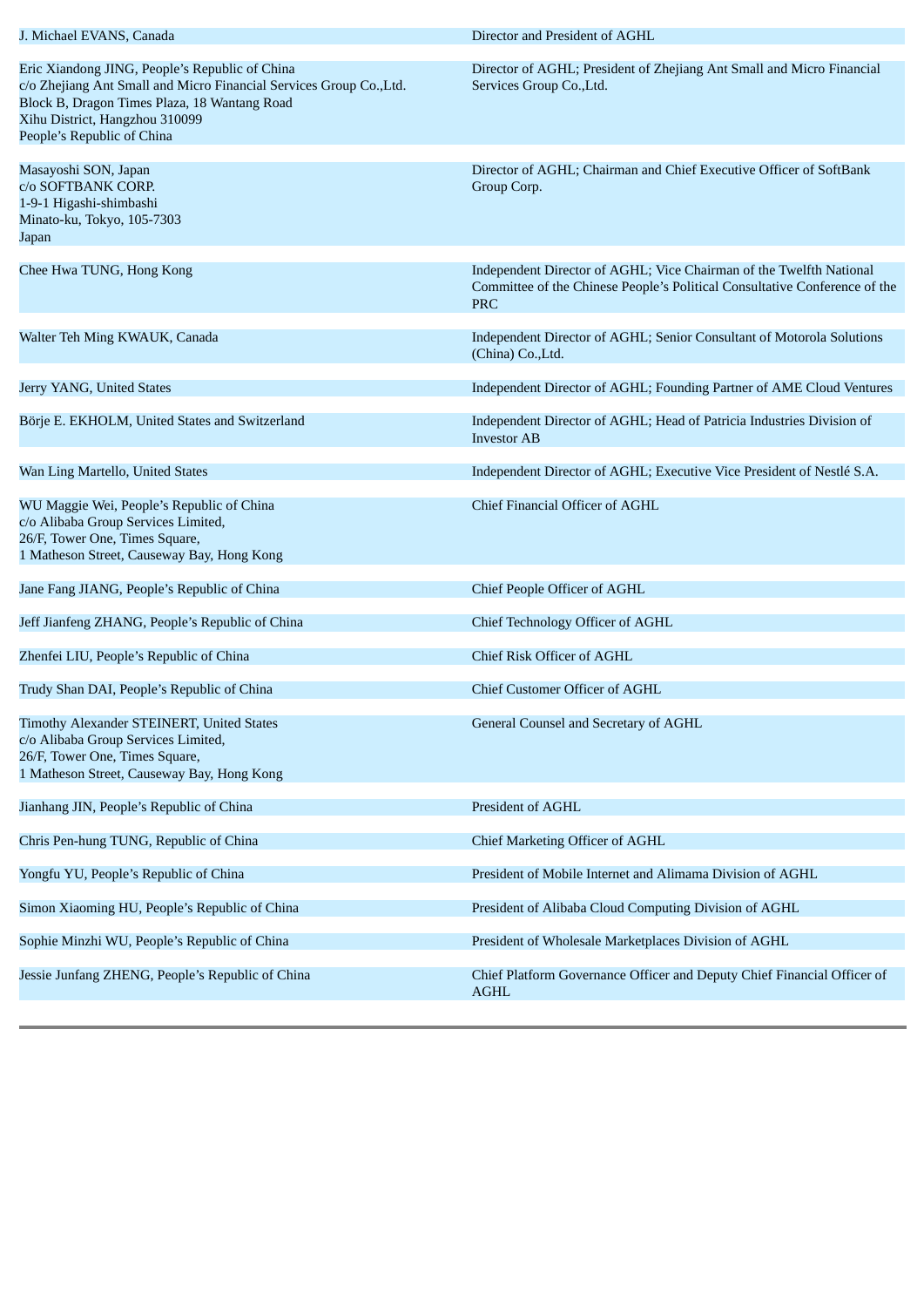| | |
|---|---|
| J. Michael EVANS, Canada | Director and President of AGHL |
| Eric Xiandong JING, People's Republic of China<br>c/o Zhejiang Ant Small and Micro Financial Services Group Co.,Ltd.<br>Block B, Dragon Times Plaza, 18 Wantang Road<br>Xihu District, Hangzhou 310099<br>People's Republic of China | Director of AGHL; President of Zhejiang Ant Small and Micro Financial Services Group Co.,Ltd. |
| Masayoshi SON, Japan<br>c/o SOFTBANK CORP.<br>1-9-1 Higashi-shimbashi<br>Minato-ku, Tokyo, 105-7303<br>Japan | Director of AGHL; Chairman and Chief Executive Officer of SoftBank Group Corp. |
| Chee Hwa TUNG, Hong Kong | Independent Director of AGHL; Vice Chairman of the Twelfth National Committee of the Chinese People's Political Consultative Conference of the PRC |
| Walter Teh Ming KWAUK, Canada | Independent Director of AGHL; Senior Consultant of Motorola Solutions (China) Co.,Ltd. |
| Jerry YANG, United States | Independent Director of AGHL; Founding Partner of AME Cloud Ventures |
| Börje E. EKHOLM, United States and Switzerland | Independent Director of AGHL; Head of Patricia Industries Division of Investor AB |
| Wan Ling Martello, United States | Independent Director of AGHL; Executive Vice President of Nestlé S.A. |
| WU Maggie Wei, People's Republic of China<br>c/o Alibaba Group Services Limited,<br>26/F, Tower One, Times Square,<br>1 Matheson Street, Causeway Bay, Hong Kong | Chief Financial Officer of AGHL |
| Jane Fang JIANG, People's Republic of China | Chief People Officer of AGHL |
| Jeff Jianfeng ZHANG, People's Republic of China | Chief Technology Officer of AGHL |
| Zhenfei LIU, People's Republic of China | Chief Risk Officer of AGHL |
| Trudy Shan DAI, People's Republic of China | Chief Customer Officer of AGHL |
| Timothy Alexander STEINERT, United States<br>c/o Alibaba Group Services Limited,<br>26/F, Tower One, Times Square,<br>1 Matheson Street, Causeway Bay, Hong Kong | General Counsel and Secretary of AGHL |
| Jianhang JIN, People's Republic of China | President of AGHL |
| Chris Pen-hung TUNG, Republic of China | Chief Marketing Officer of AGHL |
| Yongfu YU, People's Republic of China | President of Mobile Internet and Alimama Division of AGHL |
| Simon Xiaoming HU, People's Republic of China | President of Alibaba Cloud Computing Division of AGHL |
| Sophie Minzhi WU, People's Republic of China | President of Wholesale Marketplaces Division of AGHL |
| Jessie Junfang ZHENG, People's Republic of China | Chief Platform Governance Officer and Deputy Chief Financial Officer of AGHL |